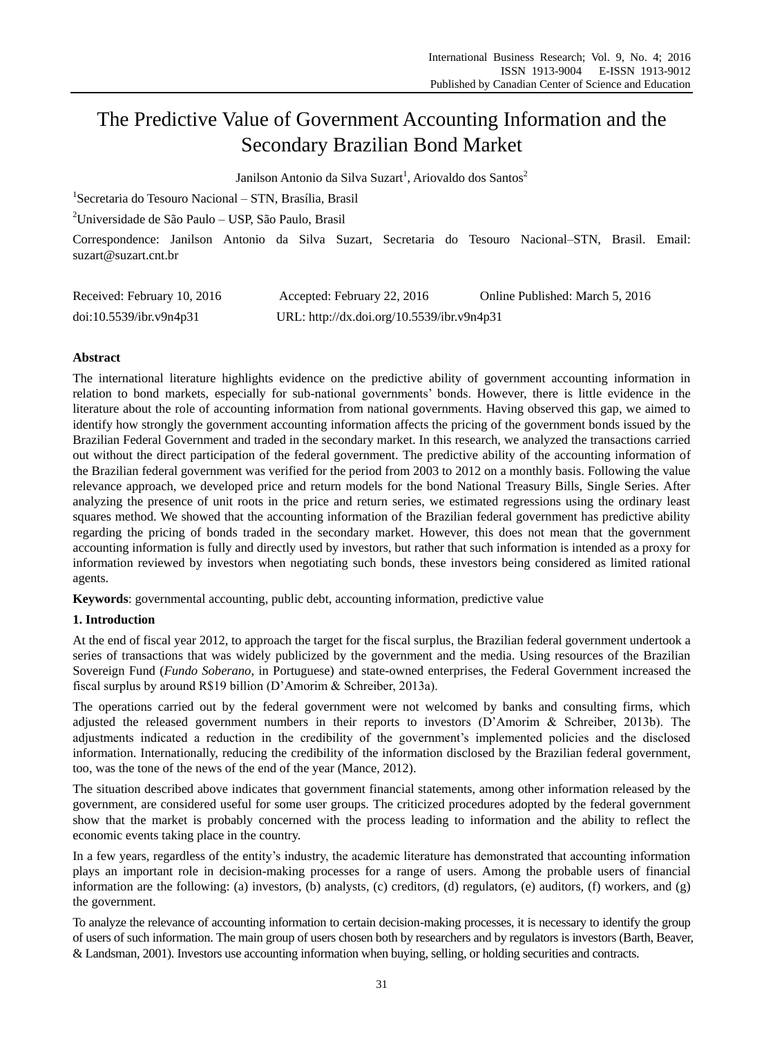# The Predictive Value of Government Accounting Information and the Secondary Brazilian Bond Market

Janilson Antonio da Silva Suzart[1], Ariovaldo dos Santos[2]

[1]Secretaria do Tesouro Nacional – STN, Brasília, Brasil

[2]Universidade de São Paulo – USP, São Paulo, Brasil

Correspondence: Janilson Antonio da Silva Suzart, Secretaria do Tesouro Nacional–STN, Brasil. Email: suzart@suzart.cnt.br

Received: February 10, 2016 Accepted: February 22, 2016 Online Published: March 5, 2016

doi:10.5539/ibr.v9n4p31 URL: http://dx.doi.org/10.5539/ibr.v9n4p31

**Abstract**

The international literature highlights evidence on the predictive ability of government accounting information in relation to bond markets, especially for sub-national governments' bonds. However, there is little evidence in the literature about the role of accounting information from national governments. Having observed this gap, we aimed to identify how strongly the government accounting information affects the pricing of the government bonds issued by the Brazilian Federal Government and traded in the secondary market. In this research, we analyzed the transactions carried out without the direct participation of the federal government. The predictive ability of the accounting information of the Brazilian federal government was verified for the period from 2003 to 2012 on a monthly basis. Following the value relevance approach, we developed price and return models for the bond National Treasury Bills, Single Series. After analyzing the presence of unit roots in the price and return series, we estimated regressions using the ordinary least squares method. We showed that the accounting information of the Brazilian federal government has predictive ability regarding the pricing of bonds traded in the secondary market. However, this does not mean that the government accounting information is fully and directly used by investors, but rather that such information is intended as a proxy for information reviewed by investors when negotiating such bonds, these investors being considered as limited rational agents.

**Keywords**: governmental accounting, public debt, accounting information, predictive value

## 1. Introduction

At the end of fiscal year 2012, to approach the target for the fiscal surplus, the Brazilian federal government undertook a series of transactions that was widely publicized by the government and the media. Using resources of the Brazilian Sovereign Fund (*Fundo Soberano*, in Portuguese) and state-owned enterprises, the Federal Government increased the fiscal surplus by around R$19 billion (D'Amorim & Schreiber, 2013a).

The operations carried out by the federal government were not welcomed by banks and consulting firms, which adjusted the released government numbers in their reports to investors (D'Amorim & Schreiber, 2013b). The adjustments indicated a reduction in the credibility of the government's implemented policies and the disclosed information. Internationally, reducing the credibility of the information disclosed by the Brazilian federal government, too, was the tone of the news of the end of the year (Mance, 2012).

The situation described above indicates that government financial statements, among other information released by the government, are considered useful for some user groups. The criticized procedures adopted by the federal government show that the market is probably concerned with the process leading to information and the ability to reflect the economic events taking place in the country.

In a few years, regardless of the entity's industry, the academic literature has demonstrated that accounting information plays an important role in decision-making processes for a range of users. Among the probable users of financial information are the following: (a) investors, (b) analysts, (c) creditors, (d) regulators, (e) auditors, (f) workers, and (g) the government.

To analyze the relevance of accounting information to certain decision-making processes, it is necessary to identify the group of users of such information. The main group of users chosen both by researchers and by regulators is investors (Barth, Beaver, & Landsman, 2001). Investors use accounting information when buying, selling, or holding securities and contracts.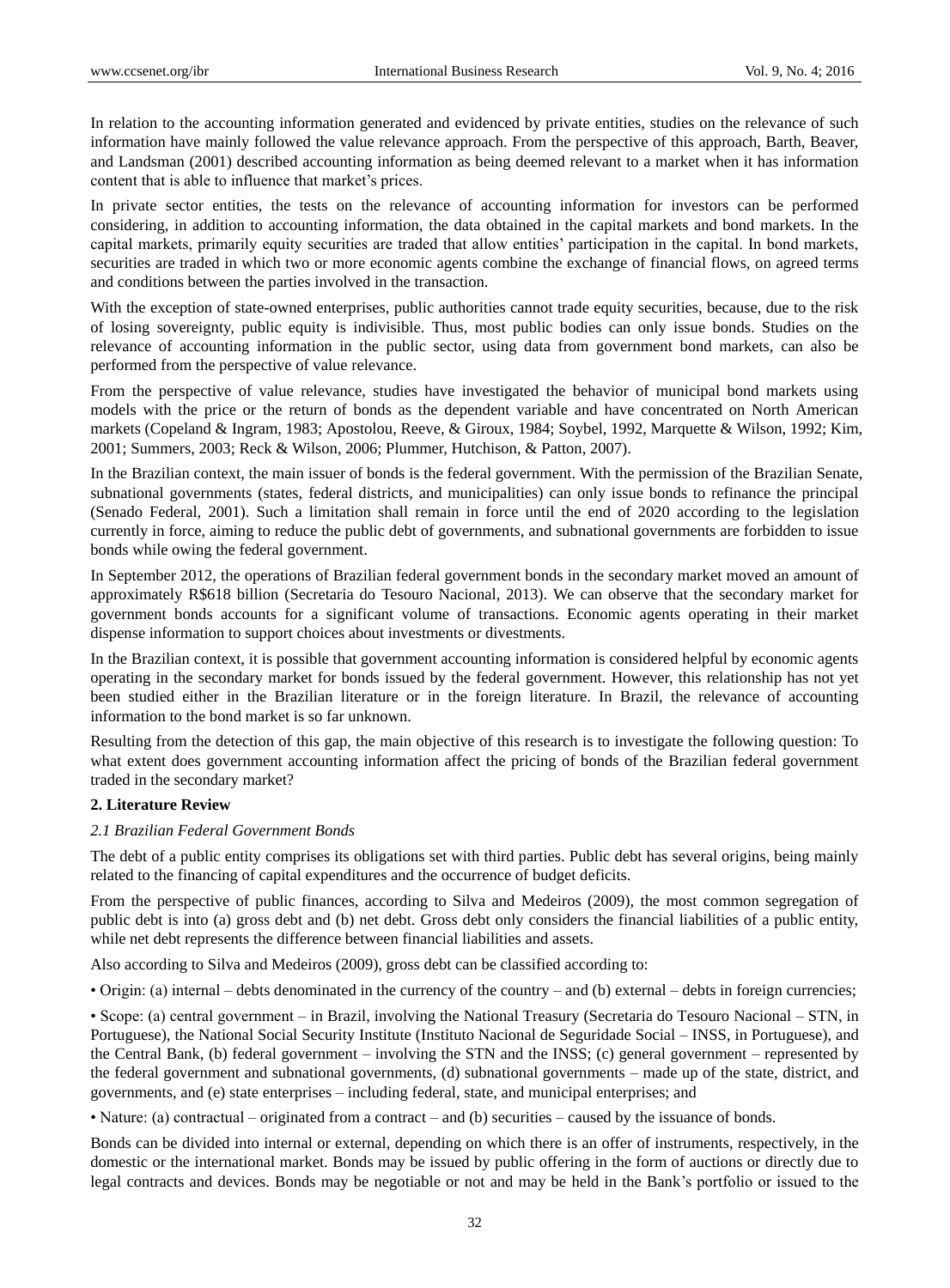In relation to the accounting information generated and evidenced by private entities, studies on the relevance of such information have mainly followed the value relevance approach. From the perspective of this approach, Barth, Beaver, and Landsman (2001) described accounting information as being deemed relevant to a market when it has information content that is able to influence that market's prices.

In private sector entities, the tests on the relevance of accounting information for investors can be performed considering, in addition to accounting information, the data obtained in the capital markets and bond markets. In the capital markets, primarily equity securities are traded that allow entities' participation in the capital. In bond markets, securities are traded in which two or more economic agents combine the exchange of financial flows, on agreed terms and conditions between the parties involved in the transaction.

With the exception of state-owned enterprises, public authorities cannot trade equity securities, because, due to the risk of losing sovereignty, public equity is indivisible. Thus, most public bodies can only issue bonds. Studies on the relevance of accounting information in the public sector, using data from government bond markets, can also be performed from the perspective of value relevance.

From the perspective of value relevance, studies have investigated the behavior of municipal bond markets using models with the price or the return of bonds as the dependent variable and have concentrated on North American markets (Copeland & Ingram, 1983; Apostolou, Reeve, & Giroux, 1984; Soybel, 1992, Marquette & Wilson, 1992; Kim, 2001; Summers, 2003; Reck & Wilson, 2006; Plummer, Hutchison, & Patton, 2007).

In the Brazilian context, the main issuer of bonds is the federal government. With the permission of the Brazilian Senate, subnational governments (states, federal districts, and municipalities) can only issue bonds to refinance the principal (Senado Federal, 2001). Such a limitation shall remain in force until the end of 2020 according to the legislation currently in force, aiming to reduce the public debt of governments, and subnational governments are forbidden to issue bonds while owing the federal government.

In September 2012, the operations of Brazilian federal government bonds in the secondary market moved an amount of approximately R$618 billion (Secretaria do Tesouro Nacional, 2013). We can observe that the secondary market for government bonds accounts for a significant volume of transactions. Economic agents operating in their market dispense information to support choices about investments or divestments.

In the Brazilian context, it is possible that government accounting information is considered helpful by economic agents operating in the secondary market for bonds issued by the federal government. However, this relationship has not yet been studied either in the Brazilian literature or in the foreign literature. In Brazil, the relevance of accounting information to the bond market is so far unknown.

Resulting from the detection of this gap, the main objective of this research is to investigate the following question: To what extent does government accounting information affect the pricing of bonds of the Brazilian federal government traded in the secondary market?

## 2. Literature Review

### *2.1 Brazilian Federal Government Bonds*

The debt of a public entity comprises its obligations set with third parties. Public debt has several origins, being mainly related to the financing of capital expenditures and the occurrence of budget deficits.

From the perspective of public finances, according to Silva and Medeiros (2009), the most common segregation of public debt is into (a) gross debt and (b) net debt. Gross debt only considers the financial liabilities of a public entity, while net debt represents the difference between financial liabilities and assets.

Also according to Silva and Medeiros (2009), gross debt can be classified according to:

• Origin: (a) internal – debts denominated in the currency of the country – and (b) external – debts in foreign currencies;

• Scope: (a) central government – in Brazil, involving the National Treasury (Secretaria do Tesouro Nacional – STN, in Portuguese), the National Social Security Institute (Instituto Nacional de Seguridade Social – INSS, in Portuguese), and the Central Bank, (b) federal government – involving the STN and the INSS; (c) general government – represented by the federal government and subnational governments, (d) subnational governments – made up of the state, district, and governments, and (e) state enterprises – including federal, state, and municipal enterprises; and

• Nature: (a) contractual – originated from a contract – and (b) securities – caused by the issuance of bonds.

Bonds can be divided into internal or external, depending on which there is an offer of instruments, respectively, in the domestic or the international market. Bonds may be issued by public offering in the form of auctions or directly due to legal contracts and devices. Bonds may be negotiable or not and may be held in the Bank's portfolio or issued to the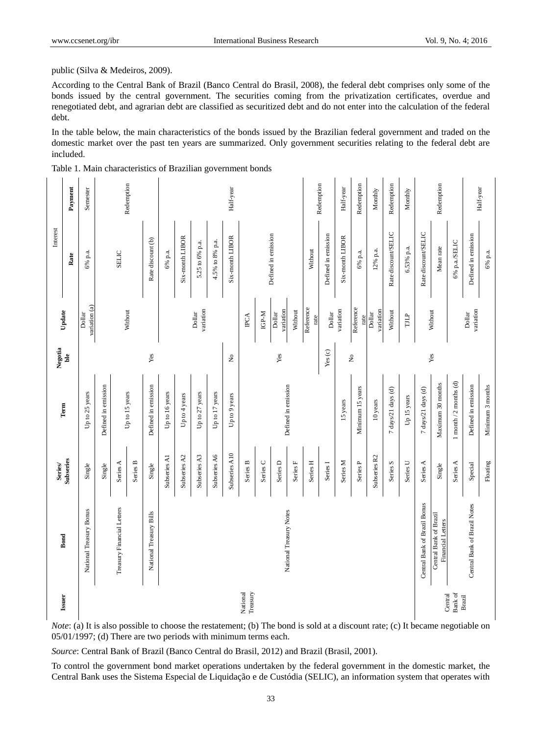public (Silva & Medeiros, 2009).

According to the Central Bank of Brazil (Banco Central do Brasil, 2008), the federal debt comprises only some of the bonds issued by the central government. The securities coming from the privatization certificates, overdue and renegotiated debt, and agrarian debt are classified as securitized debt and do not enter into the calculation of the federal debt.

In the table below, the main characteristics of the bonds issued by the Brazilian federal government and traded on the domestic market over the past ten years are summarized. Only government securities relating to the federal debt are included.

Table 1. Main characteristics of Brazilian government bonds

| Issuer | Bond | Series/ Subseries | Term | Negotiable | Update | Interest | |
|---|---|---|---|---|---|---|---|
| | | | | | | Rate | Payment |
| National Treasury | National Treasury Bonus | Single | Up to 25 years | Yes | Dollar variation (a) | 6% p.a. | Semester |
| National Treasury | Treasury Financial Letters | Single | Defined in emission | Yes | Without | SELIC | Redemption |
| National Treasury | Treasury Financial Letters | Series A | Up to 15 years | Yes | Without | SELIC | Redemption |
| National Treasury | Treasury Financial Letters | Series B | Up to 15 years | Yes | Without | SELIC | Redemption |
| National Treasury | National Treasury Bills | Single | Defined in emission | Yes | Without | Rate discount (b) | Redemption |
| National Treasury | National Treasury Notes | Subseries A1 | Up to 16 years | Yes | Dollar variation | 6% p.a. | Half-year |
| National Treasury | National Treasury Notes | Subseries A2 | Up to 4 years | Yes | Dollar variation | Six-month LIBOR | Half-year |
| National Treasury | National Treasury Notes | Subseries A3 | Up to 27 years | Yes | Dollar variation | 5.25 to 6% p.a. | Half-year |
| National Treasury | National Treasury Notes | Subseries A6 | Up to 17 years | Yes | Dollar variation | 4.5% to 8% p.a. | Half-year |
| National Treasury | National Treasury Notes | Subseries A10 | Up to 9 years | No | Dollar variation | Six-month LIBOR | Half-year |
| National Treasury | National Treasury Notes | Series B | Defined in emission | Yes | IPCA | Defined in emission | Redemption |
| National Treasury | National Treasury Notes | Series C | Defined in emission | Yes | IGP-M | Defined in emission | Redemption |
| National Treasury | National Treasury Notes | Series D | Defined in emission | Yes | Dollar variation | Defined in emission | Redemption |
| National Treasury | National Treasury Notes | Series F | Defined in emission | Yes | Without | Without | Redemption |
| National Treasury | National Treasury Notes | Series H | Defined in emission | Yes | Reference rate | Without | Redemption |
| National Treasury | National Treasury Notes | Series I | Defined in emission | Yes (c) | Dollar variation | Defined in emission | Redemption |
| National Treasury | National Treasury Notes | Series M | 15 years | No | Dollar variation | Six-month LIBOR | Half-year |
| National Treasury | National Treasury Notes | Series P | Minimum 15 years | No | Reference rate | 6% p.a. | Redemption |
| National Treasury | National Treasury Notes | Subseries R2 | 10 years | Yes | Dollar variation | 12% p.a. | Monthly |
| National Treasury | National Treasury Notes | Series S | 7 days/21 days (d) | Yes | Without | Rate discount/SELIC | Redemption |
| National Treasury | National Treasury Notes | Series U | Up 15 years | Yes | TJLP | 6.53% p.a. | Monthly |
| Central Bank of Brazil | Central Bank of Brazil Bonus | Series A | 7 days/21 days (d) | Yes | Without | Rate discount/SELIC | Redemption |
| Central Bank of Brazil | Central Bank of Brazil Financial Letters | Single | Maximum 30 months | Yes | Without | Mean rate | Redemption |
| Central Bank of Brazil | Central Bank of Brazil Notes | Series A | 1 month / 2 months (d) | Yes | Dollar variation | 6% p.a./SELIC | Redemption |
| Central Bank of Brazil | Central Bank of Brazil Notes | Special | Defined in emission | Yes | Dollar variation | Defined in emission | Half-year |
| Central Bank of Brazil | Central Bank of Brazil Notes | Floating | Minimum 3 months | Yes | Dollar variation | 6% p.a. | Half-year |

*Note*: (a) It is also possible to choose the restatement; (b) The bond is sold at a discount rate; (c) It became negotiable on 05/01/1997; (d) There are two periods with minimum terms each.

*Source*: Central Bank of Brazil (Banco Central do Brasil, 2012) and Brazil (Brasil, 2001).

To control the government bond market operations undertaken by the federal government in the domestic market, the Central Bank uses the Sistema Especial de Liquidação e de Custódia (SELIC), an information system that operates with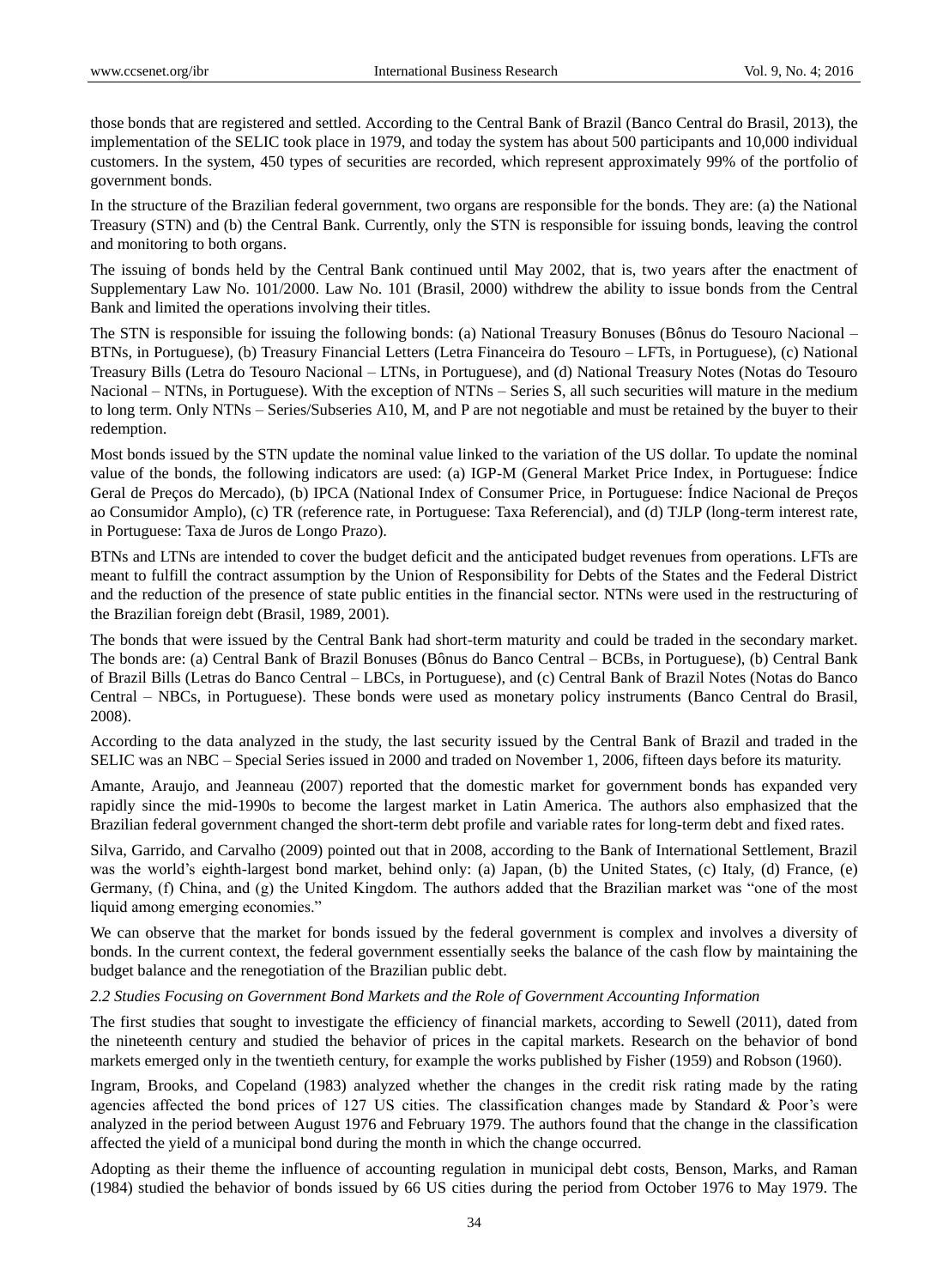those bonds that are registered and settled. According to the Central Bank of Brazil (Banco Central do Brasil, 2013), the implementation of the SELIC took place in 1979, and today the system has about 500 participants and 10,000 individual customers. In the system, 450 types of securities are recorded, which represent approximately 99% of the portfolio of government bonds.

In the structure of the Brazilian federal government, two organs are responsible for the bonds. They are: (a) the National Treasury (STN) and (b) the Central Bank. Currently, only the STN is responsible for issuing bonds, leaving the control and monitoring to both organs.

The issuing of bonds held by the Central Bank continued until May 2002, that is, two years after the enactment of Supplementary Law No. 101/2000. Law No. 101 (Brasil, 2000) withdrew the ability to issue bonds from the Central Bank and limited the operations involving their titles.

The STN is responsible for issuing the following bonds: (a) National Treasury Bonuses (Bônus do Tesouro Nacional – BTNs, in Portuguese), (b) Treasury Financial Letters (Letra Financeira do Tesouro – LFTs, in Portuguese), (c) National Treasury Bills (Letra do Tesouro Nacional – LTNs, in Portuguese), and (d) National Treasury Notes (Notas do Tesouro Nacional – NTNs, in Portuguese). With the exception of NTNs – Series S, all such securities will mature in the medium to long term. Only NTNs – Series/Subseries A10, M, and P are not negotiable and must be retained by the buyer to their redemption.

Most bonds issued by the STN update the nominal value linked to the variation of the US dollar. To update the nominal value of the bonds, the following indicators are used: (a) IGP-M (General Market Price Index, in Portuguese: Índice Geral de Preços do Mercado), (b) IPCA (National Index of Consumer Price, in Portuguese: Índice Nacional de Preços ao Consumidor Amplo), (c) TR (reference rate, in Portuguese: Taxa Referencial), and (d) TJLP (long-term interest rate, in Portuguese: Taxa de Juros de Longo Prazo).

BTNs and LTNs are intended to cover the budget deficit and the anticipated budget revenues from operations. LFTs are meant to fulfill the contract assumption by the Union of Responsibility for Debts of the States and the Federal District and the reduction of the presence of state public entities in the financial sector. NTNs were used in the restructuring of the Brazilian foreign debt (Brasil, 1989, 2001).

The bonds that were issued by the Central Bank had short-term maturity and could be traded in the secondary market. The bonds are: (a) Central Bank of Brazil Bonuses (Bônus do Banco Central – BCBs, in Portuguese), (b) Central Bank of Brazil Bills (Letras do Banco Central – LBCs, in Portuguese), and (c) Central Bank of Brazil Notes (Notas do Banco Central – NBCs, in Portuguese). These bonds were used as monetary policy instruments (Banco Central do Brasil, 2008).

According to the data analyzed in the study, the last security issued by the Central Bank of Brazil and traded in the SELIC was an NBC – Special Series issued in 2000 and traded on November 1, 2006, fifteen days before its maturity.

Amante, Araujo, and Jeanneau (2007) reported that the domestic market for government bonds has expanded very rapidly since the mid-1990s to become the largest market in Latin America. The authors also emphasized that the Brazilian federal government changed the short-term debt profile and variable rates for long-term debt and fixed rates.

Silva, Garrido, and Carvalho (2009) pointed out that in 2008, according to the Bank of International Settlement, Brazil was the world's eighth-largest bond market, behind only: (a) Japan, (b) the United States, (c) Italy, (d) France, (e) Germany, (f) China, and (g) the United Kingdom. The authors added that the Brazilian market was "one of the most liquid among emerging economies."

We can observe that the market for bonds issued by the federal government is complex and involves a diversity of bonds. In the current context, the federal government essentially seeks the balance of the cash flow by maintaining the budget balance and the renegotiation of the Brazilian public debt.

### *2.2 Studies Focusing on Government Bond Markets and the Role of Government Accounting Information*

The first studies that sought to investigate the efficiency of financial markets, according to Sewell (2011), dated from the nineteenth century and studied the behavior of prices in the capital markets. Research on the behavior of bond markets emerged only in the twentieth century, for example the works published by Fisher (1959) and Robson (1960).

Ingram, Brooks, and Copeland (1983) analyzed whether the changes in the credit risk rating made by the rating agencies affected the bond prices of 127 US cities. The classification changes made by Standard & Poor's were analyzed in the period between August 1976 and February 1979. The authors found that the change in the classification affected the yield of a municipal bond during the month in which the change occurred.

Adopting as their theme the influence of accounting regulation in municipal debt costs, Benson, Marks, and Raman (1984) studied the behavior of bonds issued by 66 US cities during the period from October 1976 to May 1979. The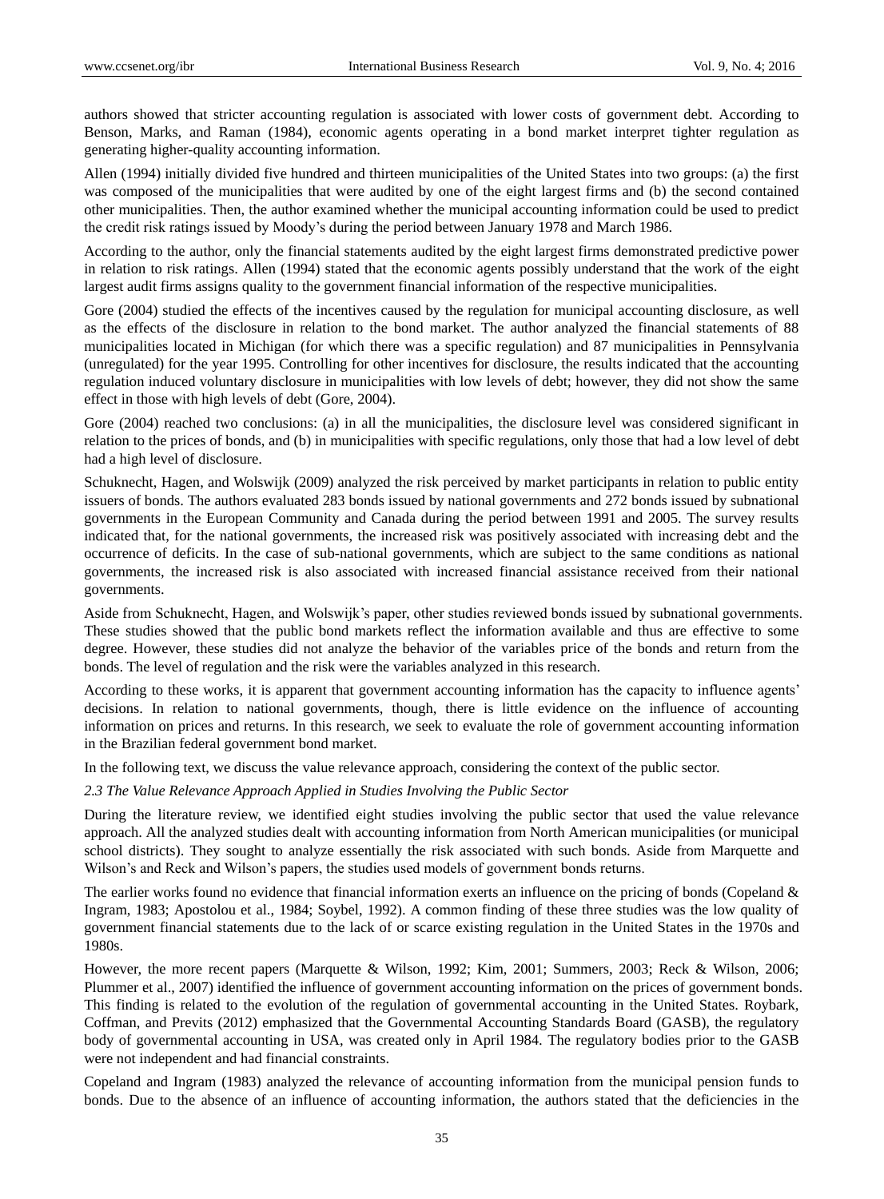authors showed that stricter accounting regulation is associated with lower costs of government debt. According to Benson, Marks, and Raman (1984), economic agents operating in a bond market interpret tighter regulation as generating higher-quality accounting information.

Allen (1994) initially divided five hundred and thirteen municipalities of the United States into two groups: (a) the first was composed of the municipalities that were audited by one of the eight largest firms and (b) the second contained other municipalities. Then, the author examined whether the municipal accounting information could be used to predict the credit risk ratings issued by Moody's during the period between January 1978 and March 1986.

According to the author, only the financial statements audited by the eight largest firms demonstrated predictive power in relation to risk ratings. Allen (1994) stated that the economic agents possibly understand that the work of the eight largest audit firms assigns quality to the government financial information of the respective municipalities.

Gore (2004) studied the effects of the incentives caused by the regulation for municipal accounting disclosure, as well as the effects of the disclosure in relation to the bond market. The author analyzed the financial statements of 88 municipalities located in Michigan (for which there was a specific regulation) and 87 municipalities in Pennsylvania (unregulated) for the year 1995. Controlling for other incentives for disclosure, the results indicated that the accounting regulation induced voluntary disclosure in municipalities with low levels of debt; however, they did not show the same effect in those with high levels of debt (Gore, 2004).

Gore (2004) reached two conclusions: (a) in all the municipalities, the disclosure level was considered significant in relation to the prices of bonds, and (b) in municipalities with specific regulations, only those that had a low level of debt had a high level of disclosure.

Schuknecht, Hagen, and Wolswijk (2009) analyzed the risk perceived by market participants in relation to public entity issuers of bonds. The authors evaluated 283 bonds issued by national governments and 272 bonds issued by subnational governments in the European Community and Canada during the period between 1991 and 2005. The survey results indicated that, for the national governments, the increased risk was positively associated with increasing debt and the occurrence of deficits. In the case of sub-national governments, which are subject to the same conditions as national governments, the increased risk is also associated with increased financial assistance received from their national governments.

Aside from Schuknecht, Hagen, and Wolswijk's paper, other studies reviewed bonds issued by subnational governments. These studies showed that the public bond markets reflect the information available and thus are effective to some degree. However, these studies did not analyze the behavior of the variables price of the bonds and return from the bonds. The level of regulation and the risk were the variables analyzed in this research.

According to these works, it is apparent that government accounting information has the capacity to influence agents' decisions. In relation to national governments, though, there is little evidence on the influence of accounting information on prices and returns. In this research, we seek to evaluate the role of government accounting information in the Brazilian federal government bond market.

In the following text, we discuss the value relevance approach, considering the context of the public sector.

### *2.3 The Value Relevance Approach Applied in Studies Involving the Public Sector*

During the literature review, we identified eight studies involving the public sector that used the value relevance approach. All the analyzed studies dealt with accounting information from North American municipalities (or municipal school districts). They sought to analyze essentially the risk associated with such bonds. Aside from Marquette and Wilson's and Reck and Wilson's papers, the studies used models of government bonds returns.

The earlier works found no evidence that financial information exerts an influence on the pricing of bonds (Copeland & Ingram, 1983; Apostolou et al., 1984; Soybel, 1992). A common finding of these three studies was the low quality of government financial statements due to the lack of or scarce existing regulation in the United States in the 1970s and 1980s.

However, the more recent papers (Marquette & Wilson, 1992; Kim, 2001; Summers, 2003; Reck & Wilson, 2006; Plummer et al., 2007) identified the influence of government accounting information on the prices of government bonds. This finding is related to the evolution of the regulation of governmental accounting in the United States. Roybark, Coffman, and Previts (2012) emphasized that the Governmental Accounting Standards Board (GASB), the regulatory body of governmental accounting in USA, was created only in April 1984. The regulatory bodies prior to the GASB were not independent and had financial constraints.

Copeland and Ingram (1983) analyzed the relevance of accounting information from the municipal pension funds to bonds. Due to the absence of an influence of accounting information, the authors stated that the deficiencies in the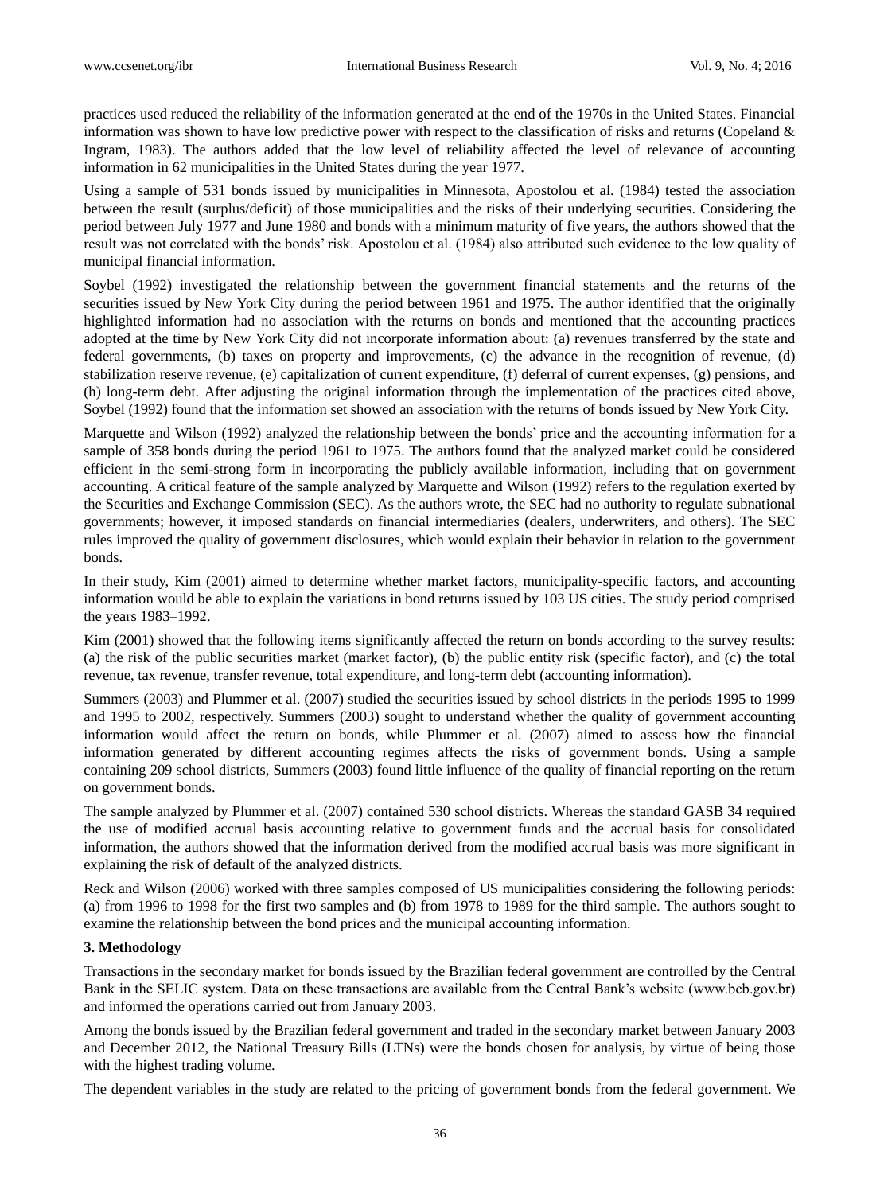practices used reduced the reliability of the information generated at the end of the 1970s in the United States. Financial information was shown to have low predictive power with respect to the classification of risks and returns (Copeland & Ingram, 1983). The authors added that the low level of reliability affected the level of relevance of accounting information in 62 municipalities in the United States during the year 1977.

Using a sample of 531 bonds issued by municipalities in Minnesota, Apostolou et al. (1984) tested the association between the result (surplus/deficit) of those municipalities and the risks of their underlying securities. Considering the period between July 1977 and June 1980 and bonds with a minimum maturity of five years, the authors showed that the result was not correlated with the bonds' risk. Apostolou et al. (1984) also attributed such evidence to the low quality of municipal financial information.

Soybel (1992) investigated the relationship between the government financial statements and the returns of the securities issued by New York City during the period between 1961 and 1975. The author identified that the originally highlighted information had no association with the returns on bonds and mentioned that the accounting practices adopted at the time by New York City did not incorporate information about: (a) revenues transferred by the state and federal governments, (b) taxes on property and improvements, (c) the advance in the recognition of revenue, (d) stabilization reserve revenue, (e) capitalization of current expenditure, (f) deferral of current expenses, (g) pensions, and (h) long-term debt. After adjusting the original information through the implementation of the practices cited above, Soybel (1992) found that the information set showed an association with the returns of bonds issued by New York City.

Marquette and Wilson (1992) analyzed the relationship between the bonds' price and the accounting information for a sample of 358 bonds during the period 1961 to 1975. The authors found that the analyzed market could be considered efficient in the semi-strong form in incorporating the publicly available information, including that on government accounting. A critical feature of the sample analyzed by Marquette and Wilson (1992) refers to the regulation exerted by the Securities and Exchange Commission (SEC). As the authors wrote, the SEC had no authority to regulate subnational governments; however, it imposed standards on financial intermediaries (dealers, underwriters, and others). The SEC rules improved the quality of government disclosures, which would explain their behavior in relation to the government bonds.

In their study, Kim (2001) aimed to determine whether market factors, municipality-specific factors, and accounting information would be able to explain the variations in bond returns issued by 103 US cities. The study period comprised the years 1983–1992.

Kim (2001) showed that the following items significantly affected the return on bonds according to the survey results: (a) the risk of the public securities market (market factor), (b) the public entity risk (specific factor), and (c) the total revenue, tax revenue, transfer revenue, total expenditure, and long-term debt (accounting information).

Summers (2003) and Plummer et al. (2007) studied the securities issued by school districts in the periods 1995 to 1999 and 1995 to 2002, respectively. Summers (2003) sought to understand whether the quality of government accounting information would affect the return on bonds, while Plummer et al. (2007) aimed to assess how the financial information generated by different accounting regimes affects the risks of government bonds. Using a sample containing 209 school districts, Summers (2003) found little influence of the quality of financial reporting on the return on government bonds.

The sample analyzed by Plummer et al. (2007) contained 530 school districts. Whereas the standard GASB 34 required the use of modified accrual basis accounting relative to government funds and the accrual basis for consolidated information, the authors showed that the information derived from the modified accrual basis was more significant in explaining the risk of default of the analyzed districts.

Reck and Wilson (2006) worked with three samples composed of US municipalities considering the following periods: (a) from 1996 to 1998 for the first two samples and (b) from 1978 to 1989 for the third sample. The authors sought to examine the relationship between the bond prices and the municipal accounting information.

## 3. Methodology

Transactions in the secondary market for bonds issued by the Brazilian federal government are controlled by the Central Bank in the SELIC system. Data on these transactions are available from the Central Bank's website (www.bcb.gov.br) and informed the operations carried out from January 2003.

Among the bonds issued by the Brazilian federal government and traded in the secondary market between January 2003 and December 2012, the National Treasury Bills (LTNs) were the bonds chosen for analysis, by virtue of being those with the highest trading volume.

The dependent variables in the study are related to the pricing of government bonds from the federal government. We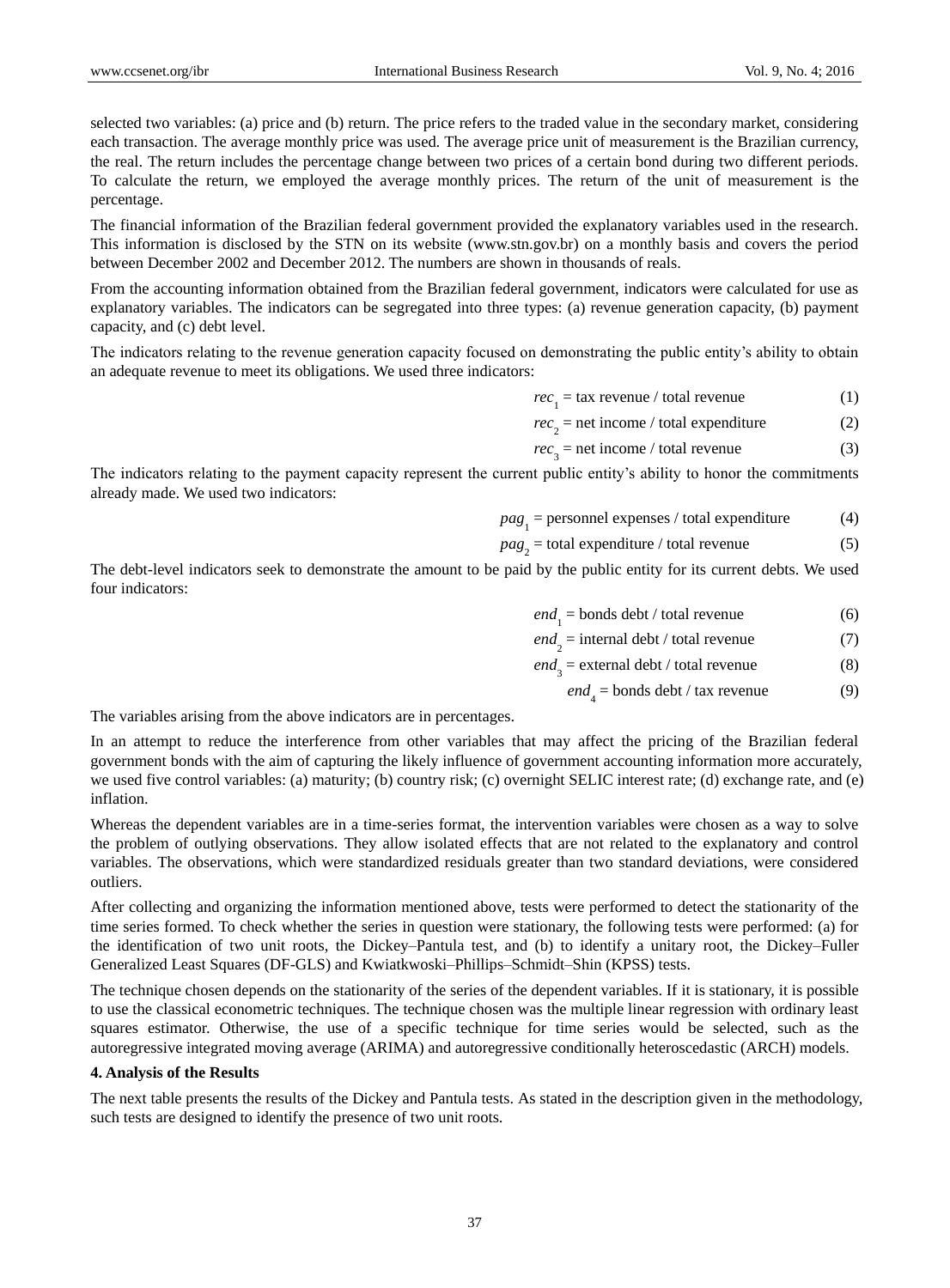selected two variables: (a) price and (b) return. The price refers to the traded value in the secondary market, considering each transaction. The average monthly price was used. The average price unit of measurement is the Brazilian currency, the real. The return includes the percentage change between two prices of a certain bond during two different periods. To calculate the return, we employed the average monthly prices. The return of the unit of measurement is the percentage.

The financial information of the Brazilian federal government provided the explanatory variables used in the research. This information is disclosed by the STN on its website (www.stn.gov.br) on a monthly basis and covers the period between December 2002 and December 2012. The numbers are shown in thousands of reals.

From the accounting information obtained from the Brazilian federal government, indicators were calculated for use as explanatory variables. The indicators can be segregated into three types: (a) revenue generation capacity, (b) payment capacity, and (c) debt level.

The indicators relating to the revenue generation capacity focused on demonstrating the public entity's ability to obtain an adequate revenue to meet its obligations. We used three indicators:

$$rec_1 = \text{tax revenue / total revenue} \quad (1)$$

$$rec_2 = \text{net income / total expenditure} \quad (2)$$

$$rec_3 = \text{net income / total revenue} \quad (3)$$

The indicators relating to the payment capacity represent the current public entity's ability to honor the commitments already made. We used two indicators:

$$pag_1 = \text{personnel expenses / total expenditure} \quad (4)$$

$$pag_2 = \text{total expenditure / total revenue} \quad (5)$$

The debt-level indicators seek to demonstrate the amount to be paid by the public entity for its current debts. We used four indicators:

$$end_1 = \text{bonds debt / total revenue} \quad (6)$$

$$end_2 = \text{internal debt / total revenue} \quad (7)$$

$$end_3 = \text{external debt / total revenue} \quad (8)$$

$$end_4 = \text{bonds debt / tax revenue} \quad (9)$$

The variables arising from the above indicators are in percentages.

In an attempt to reduce the interference from other variables that may affect the pricing of the Brazilian federal government bonds with the aim of capturing the likely influence of government accounting information more accurately, we used five control variables: (a) maturity; (b) country risk; (c) overnight SELIC interest rate; (d) exchange rate, and (e) inflation.

Whereas the dependent variables are in a time-series format, the intervention variables were chosen as a way to solve the problem of outlying observations. They allow isolated effects that are not related to the explanatory and control variables. The observations, which were standardized residuals greater than two standard deviations, were considered outliers.

After collecting and organizing the information mentioned above, tests were performed to detect the stationarity of the time series formed. To check whether the series in question were stationary, the following tests were performed: (a) for the identification of two unit roots, the Dickey–Pantula test, and (b) to identify a unitary root, the Dickey–Fuller Generalized Least Squares (DF-GLS) and Kwiatkwoski–Phillips–Schmidt–Shin (KPSS) tests.

The technique chosen depends on the stationarity of the series of the dependent variables. If it is stationary, it is possible to use the classical econometric techniques. The technique chosen was the multiple linear regression with ordinary least squares estimator. Otherwise, the use of a specific technique for time series would be selected, such as the autoregressive integrated moving average (ARIMA) and autoregressive conditionally heteroscedastic (ARCH) models.

## 4. Analysis of the Results

The next table presents the results of the Dickey and Pantula tests. As stated in the description given in the methodology, such tests are designed to identify the presence of two unit roots.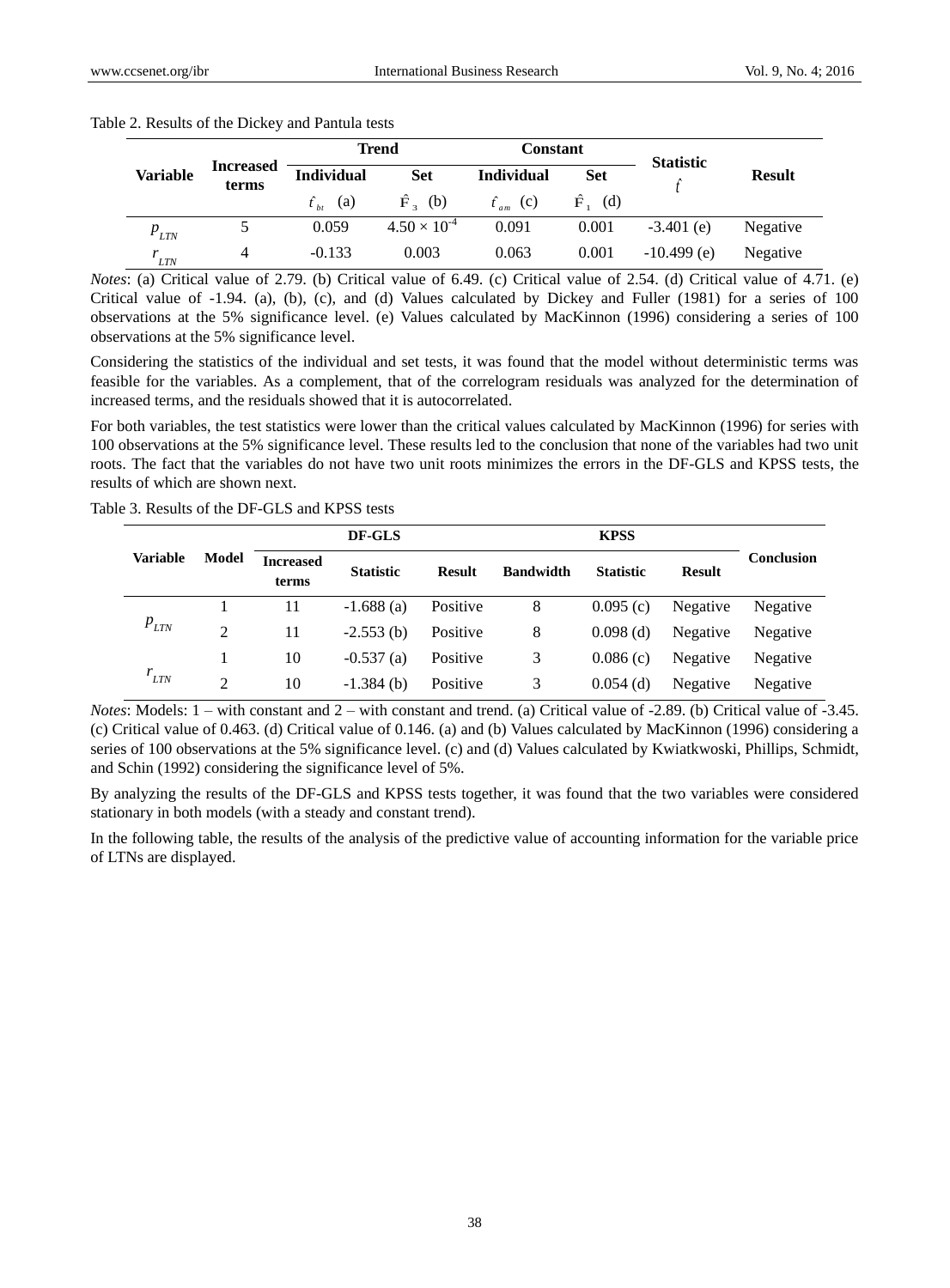Table 2. Results of the Dickey and Pantula tests

| Variable | Increased terms | Trend | | Constant | | Statistic | Result |
|---|---|---|---|---|---|---|---|
| | | Individual | Set | Individual | Set | $\hat{t}$ | |
| | | $\hat{t}_{bt}$ (a) | $\hat{F}_3$ (b) | $\hat{t}_{am}$ (c) | $\hat{F}_1$ (d) | | |
| $p_{LTN}$ | 5 | 0.059 | $4.50 \times 10^{-4}$ | 0.091 | 0.001 | -3.401 (e) | Negative |
| $r_{LTN}$ | 4 | -0.133 | 0.003 | 0.063 | 0.001 | -10.499 (e) | Negative |

*Notes*: (a) Critical value of 2.79. (b) Critical value of 6.49. (c) Critical value of 2.54. (d) Critical value of 4.71. (e) Critical value of -1.94. (a), (b), (c), and (d) Values calculated by Dickey and Fuller (1981) for a series of 100 observations at the 5% significance level. (e) Values calculated by MacKinnon (1996) considering a series of 100 observations at the 5% significance level.

Considering the statistics of the individual and set tests, it was found that the model without deterministic terms was feasible for the variables. As a complement, that of the correlogram residuals was analyzed for the determination of increased terms, and the residuals showed that it is autocorrelated.

For both variables, the test statistics were lower than the critical values calculated by MacKinnon (1996) for series with 100 observations at the 5% significance level. These results led to the conclusion that none of the variables had two unit roots. The fact that the variables do not have two unit roots minimizes the errors in the DF-GLS and KPSS tests, the results of which are shown next.

Table 3. Results of the DF-GLS and KPSS tests

| Variable | Model | DF-GLS | | | KPSS | | | Conclusion |
|---|---|---|---|---|---|---|---|---|
| | | Increased terms | Statistic | Result | Bandwidth | Statistic | Result | |
| $p_{LTN}$ | 1 | 11 | -1.688 (a) | Positive | 8 | 0.095 (c) | Negative | Negative |
| | 2 | 11 | -2.553 (b) | Positive | 8 | 0.098 (d) | Negative | Negative |
| $r_{LTN}$ | 1 | 10 | -0.537 (a) | Positive | 3 | 0.086 (c) | Negative | Negative |
| | 2 | 10 | -1.384 (b) | Positive | 3 | 0.054 (d) | Negative | Negative |

*Notes*: Models: 1 – with constant and 2 – with constant and trend. (a) Critical value of -2.89. (b) Critical value of -3.45. (c) Critical value of 0.463. (d) Critical value of 0.146. (a) and (b) Values calculated by MacKinnon (1996) considering a series of 100 observations at the 5% significance level. (c) and (d) Values calculated by Kwiatkwoski, Phillips, Schmidt, and Schin (1992) considering the significance level of 5%.

By analyzing the results of the DF-GLS and KPSS tests together, it was found that the two variables were considered stationary in both models (with a steady and constant trend).

In the following table, the results of the analysis of the predictive value of accounting information for the variable price of LTNs are displayed.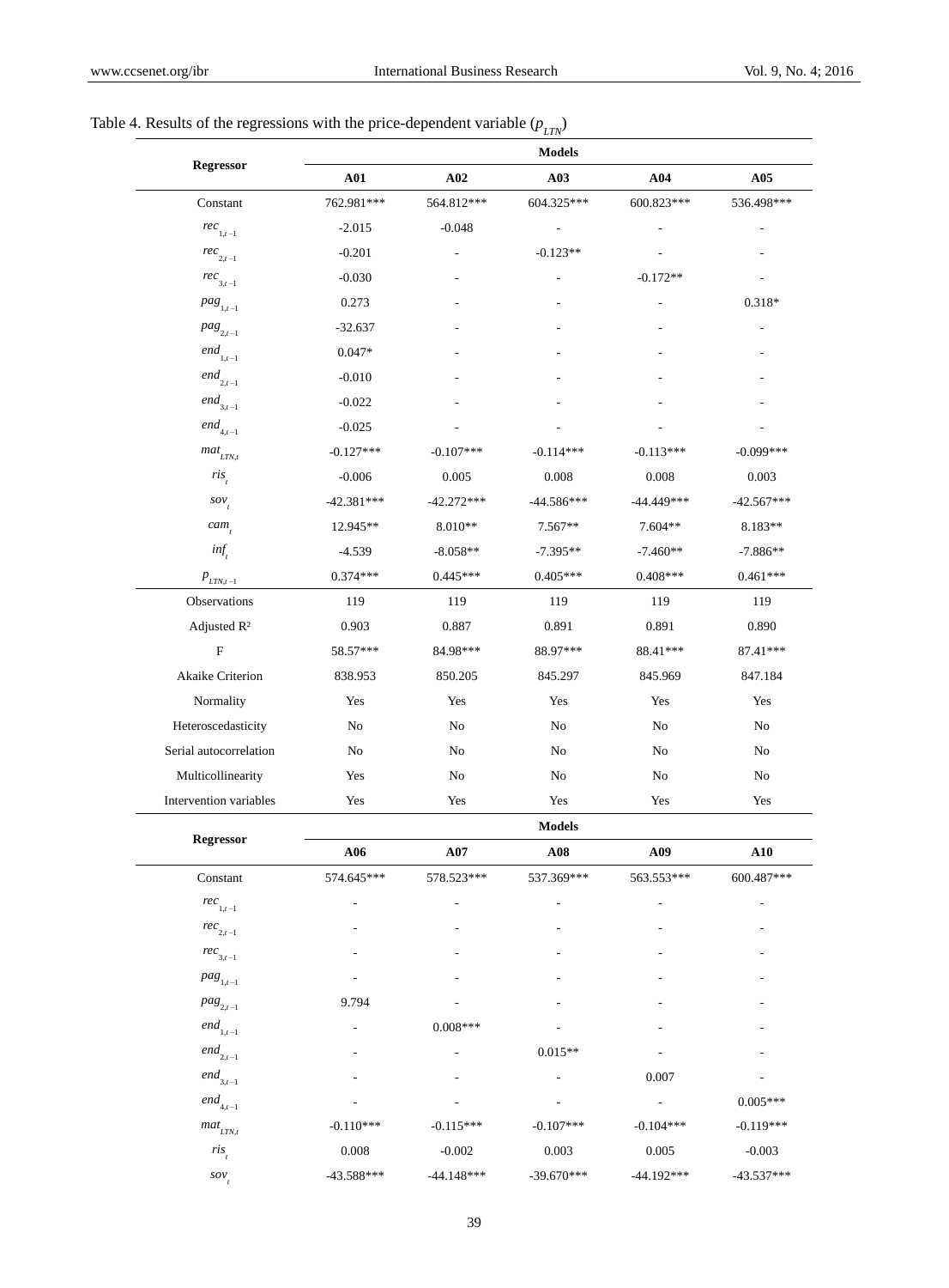Table 4. Results of the regressions with the price-dependent variable ($p_{LTN}$)

| Regressor | Models | | | | |
|---|---|---|---|---|---|
| | A01 | A02 | A03 | A04 | A05 |
| Constant | 762.981*** | 564.812*** | 604.325*** | 600.823*** | 536.498*** |
| $rec_{1,t-1}$ | -2.015 | -0.048 | - | - | - |
| $rec_{2,t-1}$ | -0.201 | - | -0.123** | - | - |
| $rec_{3,t-1}$ | -0.030 | - | - | -0.172** | - |
| $pag_{1,t-1}$ | 0.273 | - | - | - | 0.318* |
| $pag_{2,t-1}$ | -32.637 | - | - | - | - |
| $end_{1,t-1}$ | 0.047* | - | - | - | - |
| $end_{2,t-1}$ | -0.010 | - | - | - | - |
| $end_{3,t-1}$ | -0.022 | - | - | - | - |
| $end_{4,t-1}$ | -0.025 | - | - | - | - |
| $mat_{LTN,t}$ | -0.127*** | -0.107*** | -0.114*** | -0.113*** | -0.099*** |
| $ris_t$ | -0.006 | 0.005 | 0.008 | 0.008 | 0.003 |
| $sov_t$ | -42.381*** | -42.272*** | -44.586*** | -44.449*** | -42.567*** |
| $cam_t$ | 12.945** | 8.010** | 7.567** | 7.604** | 8.183** |
| $inf_t$ | -4.539 | -8.058** | -7.395** | -7.460** | -7.886** |
| $p_{LTN,t-1}$ | 0.374*** | 0.445*** | 0.405*** | 0.408*** | 0.461*** |
| Observations | 119 | 119 | 119 | 119 | 119 |
| Adjusted R² | 0.903 | 0.887 | 0.891 | 0.891 | 0.890 |
| F | 58.57*** | 84.98*** | 88.97*** | 88.41*** | 87.41*** |
| Akaike Criterion | 838.953 | 850.205 | 845.297 | 845.969 | 847.184 |
| Normality | Yes | Yes | Yes | Yes | Yes |
| Heteroscedasticity | No | No | No | No | No |
| Serial autocorrelation | No | No | No | No | No |
| Multicollinearity | Yes | No | No | No | No |
| Intervention variables | Yes | Yes | Yes | Yes | Yes |

| Regressor | Models | | | | |
|---|---|---|---|---|---|
| | A06 | A07 | A08 | A09 | A10 |
| Constant | 574.645*** | 578.523*** | 537.369*** | 563.553*** | 600.487*** |
| $rec_{1,t-1}$ | - | - | - | - | - |
| $rec_{2,t-1}$ | - | - | - | - | - |
| $rec_{3,t-1}$ | - | - | - | - | - |
| $pag_{1,t-1}$ | - | - | - | - | - |
| $pag_{2,t-1}$ | 9.794 | - | - | - | - |
| $end_{1,t-1}$ | - | 0.008*** | - | - | - |
| $end_{2,t-1}$ | - | - | 0.015** | - | - |
| $end_{3,t-1}$ | - | - | - | 0.007 | - |
| $end_{4,t-1}$ | - | - | - | - | 0.005*** |
| $mat_{LTN,t}$ | -0.110*** | -0.115*** | -0.107*** | -0.104*** | -0.119*** |
| $ris_t$ | 0.008 | -0.002 | 0.003 | 0.005 | -0.003 |
| $sov_t$ | -43.588*** | -44.148*** | -39.670*** | -44.192*** | -43.537*** |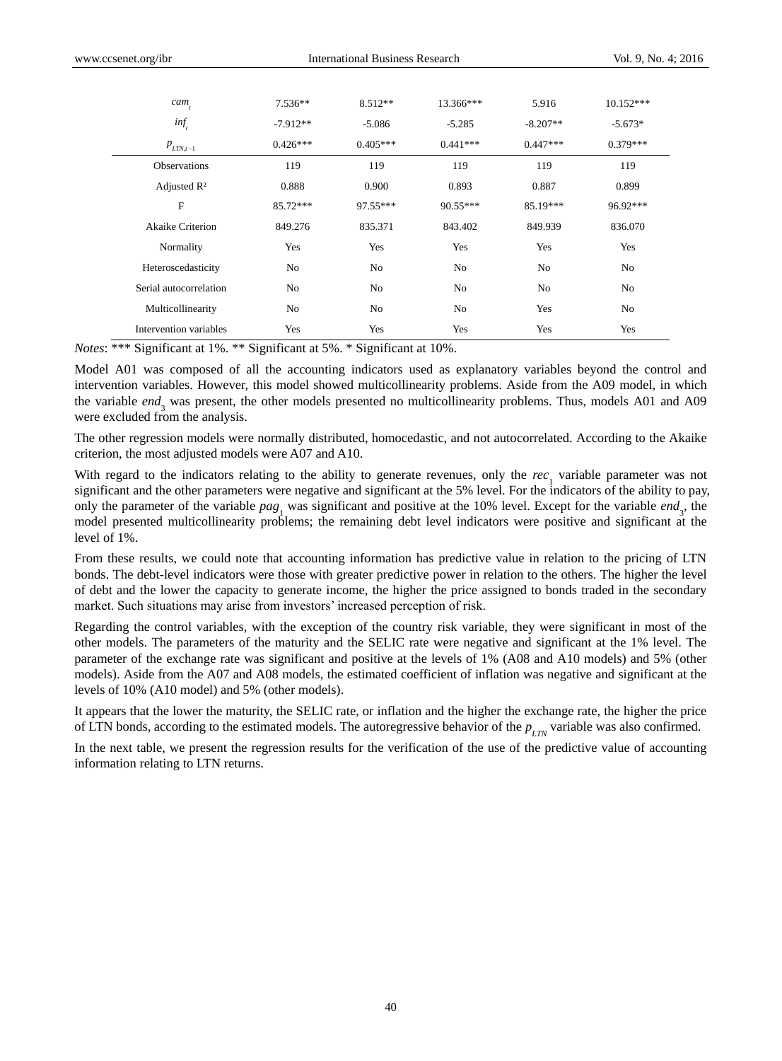| | | | | | |
|---|---|---|---|---|---|
| $cam_t$ | 7.536** | 8.512** | 13.366*** | 5.916 | 10.152*** |
| $inf_t$ | -7.912** | -5.086 | -5.285 | -8.207** | -5.673* |
| $p_{LTN,t-1}$ | 0.426*** | 0.405*** | 0.441*** | 0.447*** | 0.379*** |
| Observations | 119 | 119 | 119 | 119 | 119 |
| Adjusted R² | 0.888 | 0.900 | 0.893 | 0.887 | 0.899 |
| F | 85.72*** | 97.55*** | 90.55*** | 85.19*** | 96.92*** |
| Akaike Criterion | 849.276 | 835.371 | 843.402 | 849.939 | 836.070 |
| Normality | Yes | Yes | Yes | Yes | Yes |
| Heteroscedasticity | No | No | No | No | No |
| Serial autocorrelation | No | No | No | No | No |
| Multicollinearity | No | No | No | Yes | No |
| Intervention variables | Yes | Yes | Yes | Yes | Yes |

*Notes*: *** Significant at 1%. ** Significant at 5%. * Significant at 10%.

Model A01 was composed of all the accounting indicators used as explanatory variables beyond the control and intervention variables. However, this model showed multicollinearity problems. Aside from the A09 model, in which the variable $end_3$ was present, the other models presented no multicollinearity problems. Thus, models A01 and A09 were excluded from the analysis.

The other regression models were normally distributed, homocedastic, and not autocorrelated. According to the Akaike criterion, the most adjusted models were A07 and A10.

With regard to the indicators relating to the ability to generate revenues, only the $rec_1$ variable parameter was not significant and the other parameters were negative and significant at the 5% level. For the indicators of the ability to pay, only the parameter of the variable $pag_1$ was significant and positive at the 10% level. Except for the variable $end_3$, the model presented multicollinearity problems; the remaining debt level indicators were positive and significant at the level of 1%.

From these results, we could note that accounting information has predictive value in relation to the pricing of LTN bonds. The debt-level indicators were those with greater predictive power in relation to the others. The higher the level of debt and the lower the capacity to generate income, the higher the price assigned to bonds traded in the secondary market. Such situations may arise from investors' increased perception of risk.

Regarding the control variables, with the exception of the country risk variable, they were significant in most of the other models. The parameters of the maturity and the SELIC rate were negative and significant at the 1% level. The parameter of the exchange rate was significant and positive at the levels of 1% (A08 and A10 models) and 5% (other models). Aside from the A07 and A08 models, the estimated coefficient of inflation was negative and significant at the levels of 10% (A10 model) and 5% (other models).

It appears that the lower the maturity, the SELIC rate, or inflation and the higher the exchange rate, the higher the price of LTN bonds, according to the estimated models. The autoregressive behavior of the $p_{LTN}$ variable was also confirmed.

In the next table, we present the regression results for the verification of the use of the predictive value of accounting information relating to LTN returns.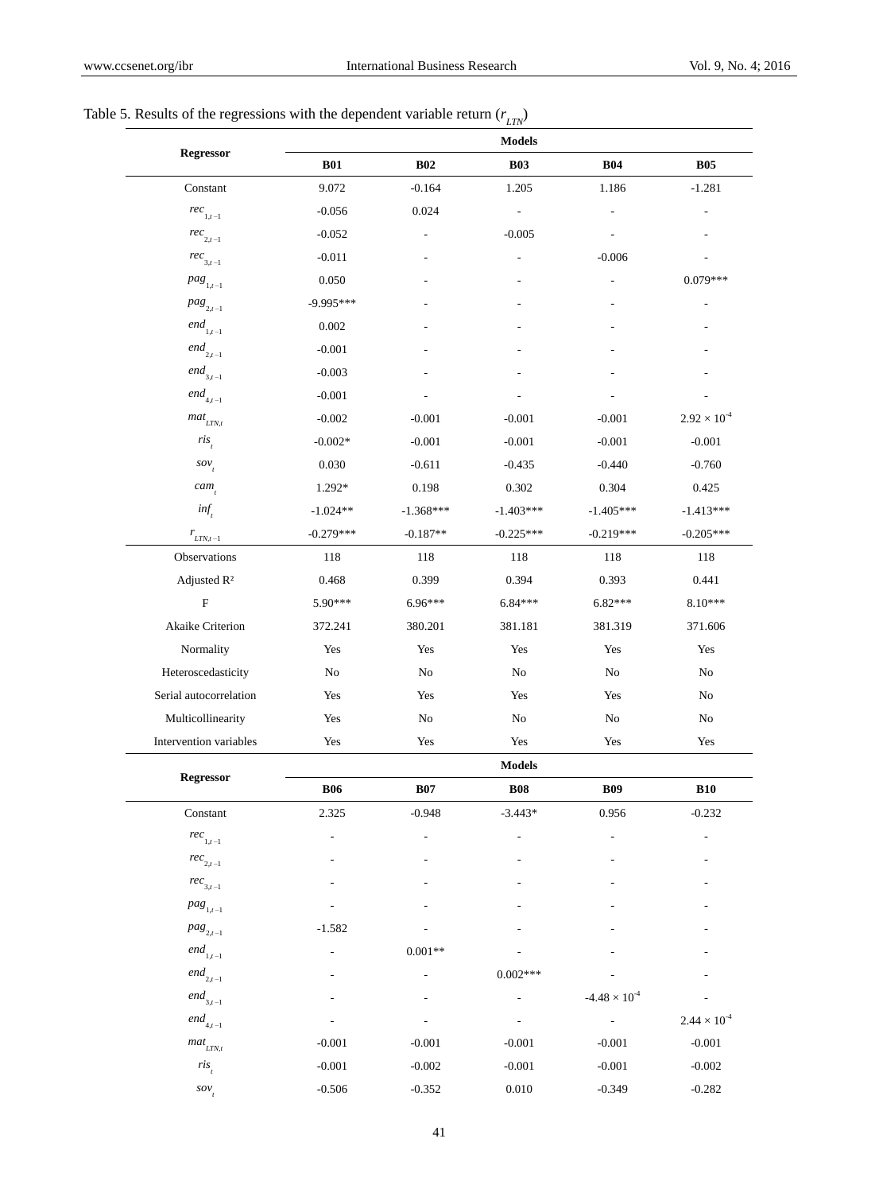Table 5. Results of the regressions with the dependent variable return ($r_{LTN}$)

| Regressor | Models | | | | |
|---|---|---|---|---|---|
| | **B01** | **B02** | **B03** | **B04** | **B05** |
| Constant | 9.072 | -0.164 | 1.205 | 1.186 | -1.281 |
| $rec_{1,t-1}$ | -0.056 | 0.024 | - | - | - |
| $rec_{2,t-1}$ | -0.052 | - | -0.005 | - | - |
| $rec_{3,t-1}$ | -0.011 | - | - | -0.006 | - |
| $pag_{1,t-1}$ | 0.050 | - | - | - | 0.079*** |
| $pag_{2,t-1}$ | -9.995*** | - | - | - | - |
| $end_{1,t-1}$ | 0.002 | - | - | - | - |
| $end_{2,t-1}$ | -0.001 | - | - | - | - |
| $end_{3,t-1}$ | -0.003 | - | - | - | - |
| $end_{4,t-1}$ | -0.001 | - | - | - | - |
| $mat_{LTN,t}$ | -0.002 | -0.001 | -0.001 | -0.001 | $2.92 \times 10^{-4}$ |
| $ris_t$ | -0.002* | -0.001 | -0.001 | -0.001 | -0.001 |
| $sov_t$ | 0.030 | -0.611 | -0.435 | -0.440 | -0.760 |
| $cam_t$ | 1.292* | 0.198 | 0.302 | 0.304 | 0.425 |
| $inf_t$ | -1.024** | -1.368*** | -1.403*** | -1.405*** | -1.413*** |
| $r_{LTN,t-1}$ | -0.279*** | -0.187** | -0.225*** | -0.219*** | -0.205*** |
| Observations | 118 | 118 | 118 | 118 | 118 |
| Adjusted R² | 0.468 | 0.399 | 0.394 | 0.393 | 0.441 |
| F | 5.90*** | 6.96*** | 6.84*** | 6.82*** | 8.10*** |
| Akaike Criterion | 372.241 | 380.201 | 381.181 | 381.319 | 371.606 |
| Normality | Yes | Yes | Yes | Yes | Yes |
| Heteroscedasticity | No | No | No | No | No |
| Serial autocorrelation | Yes | Yes | Yes | Yes | No |
| Multicollinearity | Yes | No | No | No | No |
| Intervention variables | Yes | Yes | Yes | Yes | Yes |

| Regressor | Models | | | | |
|---|---|---|---|---|---|
| | **B06** | **B07** | **B08** | **B09** | **B10** |
| Constant | 2.325 | -0.948 | -3.443* | 0.956 | -0.232 |
| $rec_{1,t-1}$ | - | - | - | - | - |
| $rec_{2,t-1}$ | - | - | - | - | - |
| $rec_{3,t-1}$ | - | - | - | - | - |
| $pag_{1,t-1}$ | - | - | - | - | - |
| $pag_{2,t-1}$ | -1.582 | - | - | - | - |
| $end_{1,t-1}$ | - | 0.001** | - | - | - |
| $end_{2,t-1}$ | - | - | 0.002*** | - | - |
| $end_{3,t-1}$ | - | - | - | $-4.48 \times 10^{-4}$ | - |
| $end_{4,t-1}$ | - | - | - | - | $2.44 \times 10^{-4}$ |
| $mat_{LTN,t}$ | -0.001 | -0.001 | -0.001 | -0.001 | -0.001 |
| $ris_t$ | -0.001 | -0.002 | -0.001 | -0.001 | -0.002 |
| $sov_t$ | -0.506 | -0.352 | 0.010 | -0.349 | -0.282 |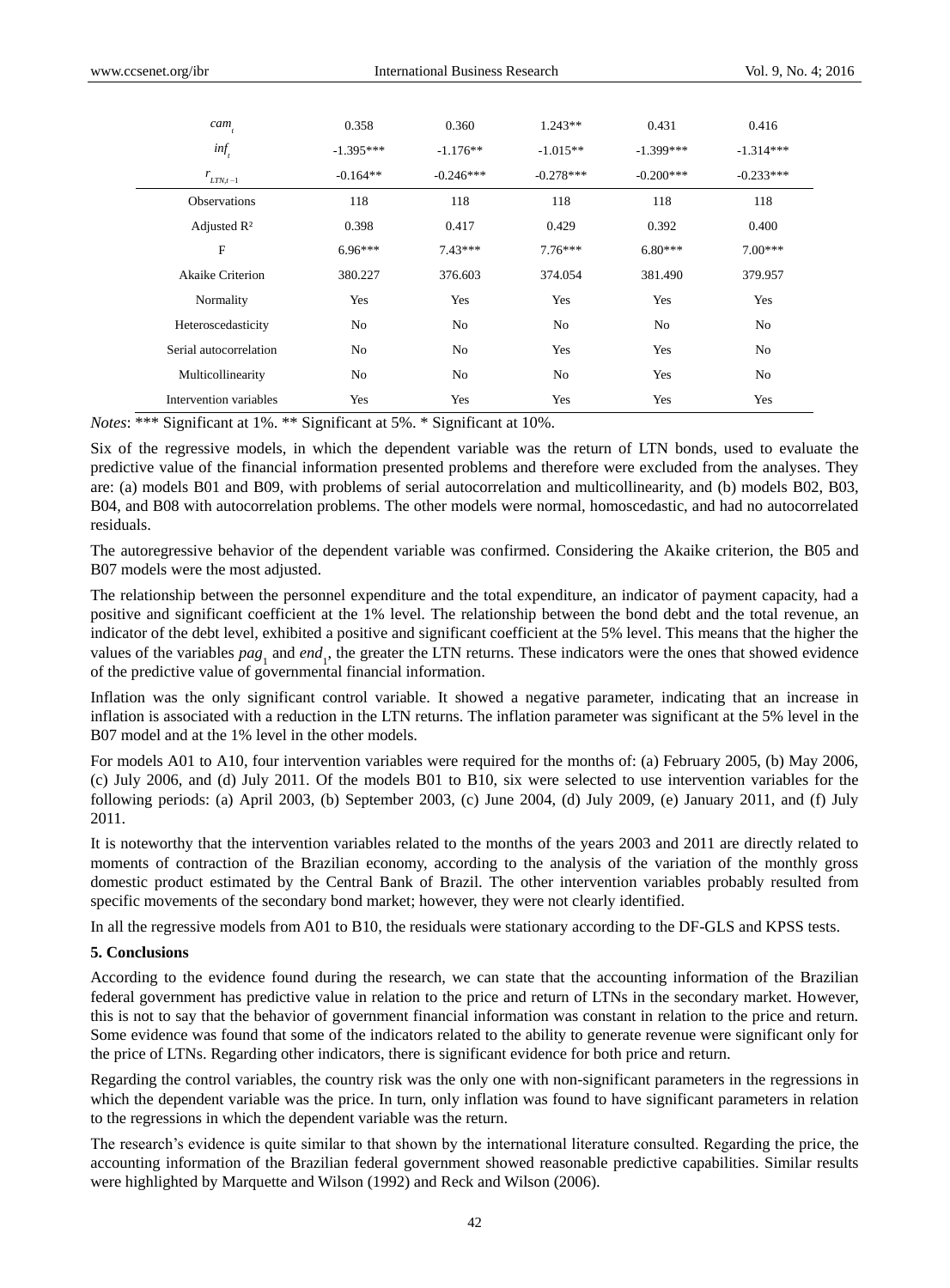| | | | | | |
|---|---|---|---|---|---|
| $cam_t$ | 0.358 | 0.360 | 1.243** | 0.431 | 0.416 |
| $inf_t$ | -1.395*** | -1.176** | -1.015** | -1.399*** | -1.314*** |
| $r_{LTN,t-1}$ | -0.164** | -0.246*** | -0.278*** | -0.200*** | -0.233*** |
| Observations | 118 | 118 | 118 | 118 | 118 |
| Adjusted R² | 0.398 | 0.417 | 0.429 | 0.392 | 0.400 |
| F | 6.96*** | 7.43*** | 7.76*** | 6.80*** | 7.00*** |
| Akaike Criterion | 380.227 | 376.603 | 374.054 | 381.490 | 379.957 |
| Normality | Yes | Yes | Yes | Yes | Yes |
| Heteroscedasticity | No | No | No | No | No |
| Serial autocorrelation | No | No | Yes | Yes | No |
| Multicollinearity | No | No | No | Yes | No |
| Intervention variables | Yes | Yes | Yes | Yes | Yes |

*Notes*: *** Significant at 1%. ** Significant at 5%. * Significant at 10%.

Six of the regressive models, in which the dependent variable was the return of LTN bonds, used to evaluate the predictive value of the financial information presented problems and therefore were excluded from the analyses. They are: (a) models B01 and B09, with problems of serial autocorrelation and multicollinearity, and (b) models B02, B03, B04, and B08 with autocorrelation problems. The other models were normal, homoscedastic, and had no autocorrelated residuals.

The autoregressive behavior of the dependent variable was confirmed. Considering the Akaike criterion, the B05 and B07 models were the most adjusted.

The relationship between the personnel expenditure and the total expenditure, an indicator of payment capacity, had a positive and significant coefficient at the 1% level. The relationship between the bond debt and the total revenue, an indicator of the debt level, exhibited a positive and significant coefficient at the 5% level. This means that the higher the values of the variables $pag_1$ and $end_1$, the greater the LTN returns. These indicators were the ones that showed evidence of the predictive value of governmental financial information.

Inflation was the only significant control variable. It showed a negative parameter, indicating that an increase in inflation is associated with a reduction in the LTN returns. The inflation parameter was significant at the 5% level in the B07 model and at the 1% level in the other models.

For models A01 to A10, four intervention variables were required for the months of: (a) February 2005, (b) May 2006, (c) July 2006, and (d) July 2011. Of the models B01 to B10, six were selected to use intervention variables for the following periods: (a) April 2003, (b) September 2003, (c) June 2004, (d) July 2009, (e) January 2011, and (f) July 2011.

It is noteworthy that the intervention variables related to the months of the years 2003 and 2011 are directly related to moments of contraction of the Brazilian economy, according to the analysis of the variation of the monthly gross domestic product estimated by the Central Bank of Brazil. The other intervention variables probably resulted from specific movements of the secondary bond market; however, they were not clearly identified.

In all the regressive models from A01 to B10, the residuals were stationary according to the DF-GLS and KPSS tests.

**5. Conclusions**

According to the evidence found during the research, we can state that the accounting information of the Brazilian federal government has predictive value in relation to the price and return of LTNs in the secondary market. However, this is not to say that the behavior of government financial information was constant in relation to the price and return. Some evidence was found that some of the indicators related to the ability to generate revenue were significant only for the price of LTNs. Regarding other indicators, there is significant evidence for both price and return.

Regarding the control variables, the country risk was the only one with non-significant parameters in the regressions in which the dependent variable was the price. In turn, only inflation was found to have significant parameters in relation to the regressions in which the dependent variable was the return.

The research's evidence is quite similar to that shown by the international literature consulted. Regarding the price, the accounting information of the Brazilian federal government showed reasonable predictive capabilities. Similar results were highlighted by Marquette and Wilson (1992) and Reck and Wilson (2006).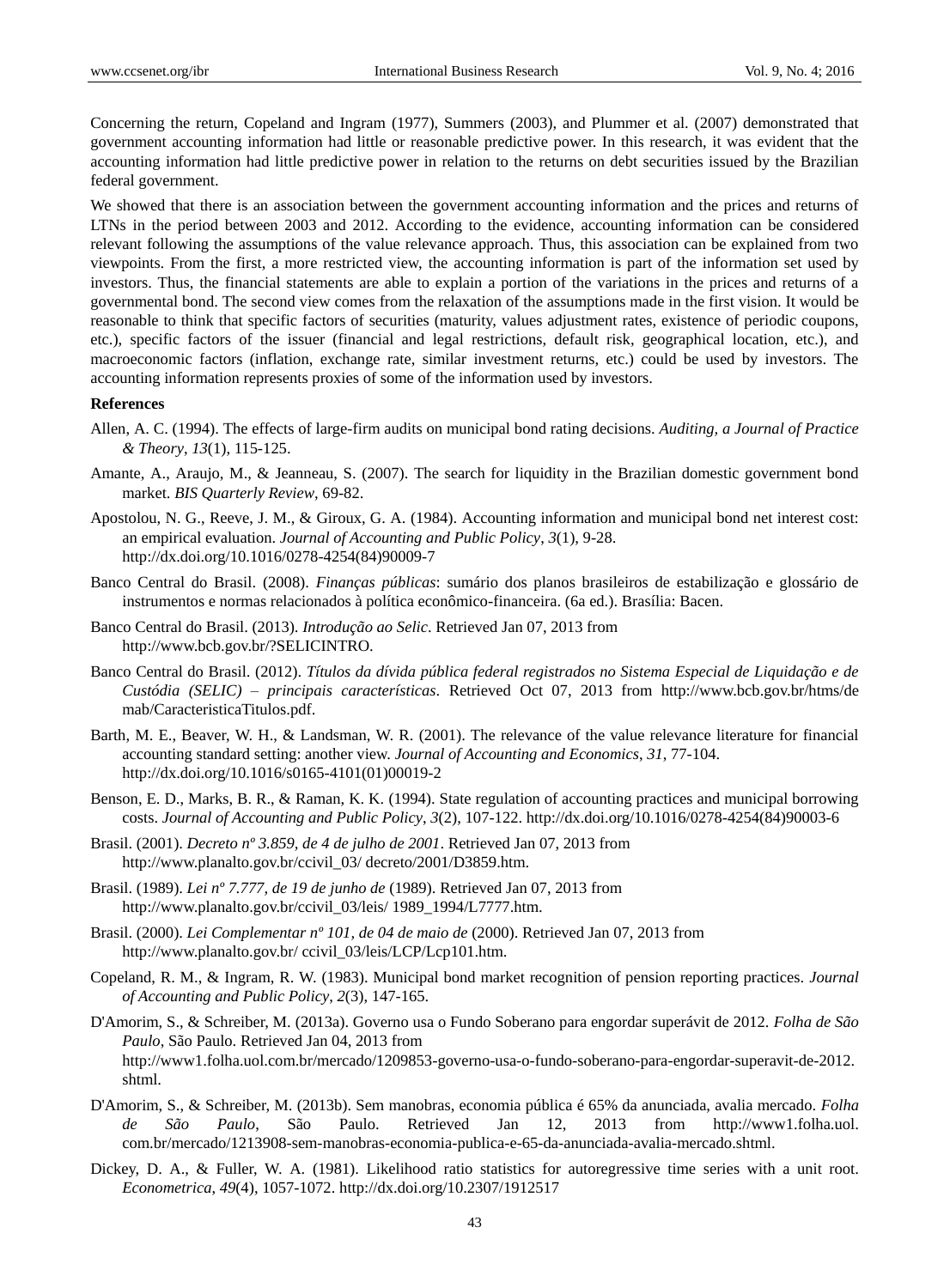Concerning the return, Copeland and Ingram (1977), Summers (2003), and Plummer et al. (2007) demonstrated that government accounting information had little or reasonable predictive power. In this research, it was evident that the accounting information had little predictive power in relation to the returns on debt securities issued by the Brazilian federal government.

We showed that there is an association between the government accounting information and the prices and returns of LTNs in the period between 2003 and 2012. According to the evidence, accounting information can be considered relevant following the assumptions of the value relevance approach. Thus, this association can be explained from two viewpoints. From the first, a more restricted view, the accounting information is part of the information set used by investors. Thus, the financial statements are able to explain a portion of the variations in the prices and returns of a governmental bond. The second view comes from the relaxation of the assumptions made in the first vision. It would be reasonable to think that specific factors of securities (maturity, values adjustment rates, existence of periodic coupons, etc.), specific factors of the issuer (financial and legal restrictions, default risk, geographical location, etc.), and macroeconomic factors (inflation, exchange rate, similar investment returns, etc.) could be used by investors. The accounting information represents proxies of some of the information used by investors.

**References**

Allen, A. C. (1994). The effects of large-firm audits on municipal bond rating decisions. *Auditing, a Journal of Practice & Theory*, *13*(1), 115-125.

Amante, A., Araujo, M., & Jeanneau, S. (2007). The search for liquidity in the Brazilian domestic government bond market. *BIS Quarterly Review*, 69-82.

Apostolou, N. G., Reeve, J. M., & Giroux, G. A. (1984). Accounting information and municipal bond net interest cost: an empirical evaluation. *Journal of Accounting and Public Policy*, *3*(1), 9-28. http://dx.doi.org/10.1016/0278-4254(84)90009-7

Banco Central do Brasil. (2008). *Finanças públicas*: sumário dos planos brasileiros de estabilização e glossário de instrumentos e normas relacionados à política econômico-financeira. (6a ed.). Brasília: Bacen.

Banco Central do Brasil. (2013). *Introdução ao Selic*. Retrieved Jan 07, 2013 from http://www.bcb.gov.br/?SELICINTRO.

Banco Central do Brasil. (2012). *Títulos da dívida pública federal registrados no Sistema Especial de Liquidação e de Custódia (SELIC) – principais características*. Retrieved Oct 07, 2013 from http://www.bcb.gov.br/htms/demab/CaracteristicaTitulos.pdf.

Barth, M. E., Beaver, W. H., & Landsman, W. R. (2001). The relevance of the value relevance literature for financial accounting standard setting: another view. *Journal of Accounting and Economics*, *31*, 77-104. http://dx.doi.org/10.1016/s0165-4101(01)00019-2

Benson, E. D., Marks, B. R., & Raman, K. K. (1994). State regulation of accounting practices and municipal borrowing costs. *Journal of Accounting and Public Policy*, *3*(2), 107-122. http://dx.doi.org/10.1016/0278-4254(84)90003-6

Brasil. (2001). *Decreto nº 3.859, de 4 de julho de 2001*. Retrieved Jan 07, 2013 from http://www.planalto.gov.br/ccivil_03/ decreto/2001/D3859.htm.

Brasil. (1989). *Lei nº 7.777, de 19 de junho de* (1989). Retrieved Jan 07, 2013 from http://www.planalto.gov.br/ccivil_03/leis/ 1989_1994/L7777.htm.

Brasil. (2000). *Lei Complementar nº 101, de 04 de maio de* (2000). Retrieved Jan 07, 2013 from http://www.planalto.gov.br/ ccivil_03/leis/LCP/Lcp101.htm.

Copeland, R. M., & Ingram, R. W. (1983). Municipal bond market recognition of pension reporting practices. *Journal of Accounting and Public Policy*, *2*(3), 147-165.

D'Amorim, S., & Schreiber, M. (2013a). Governo usa o Fundo Soberano para engordar superávit de 2012. *Folha de São Paulo*, São Paulo. Retrieved Jan 04, 2013 from http://www1.folha.uol.com.br/mercado/1209853-governo-usa-o-fundo-soberano-para-engordar-superavit-de-2012.shtml.

D'Amorim, S., & Schreiber, M. (2013b). Sem manobras, economia pública é 65% da anunciada, avalia mercado. *Folha de São Paulo*, São Paulo. Retrieved Jan 12, 2013 from http://www1.folha.uol.com.br/mercado/1213908-sem-manobras-economia-publica-e-65-da-anunciada-avalia-mercado.shtml.

Dickey, D. A., & Fuller, W. A. (1981). Likelihood ratio statistics for autoregressive time series with a unit root. *Econometrica*, *49*(4), 1057-1072. http://dx.doi.org/10.2307/1912517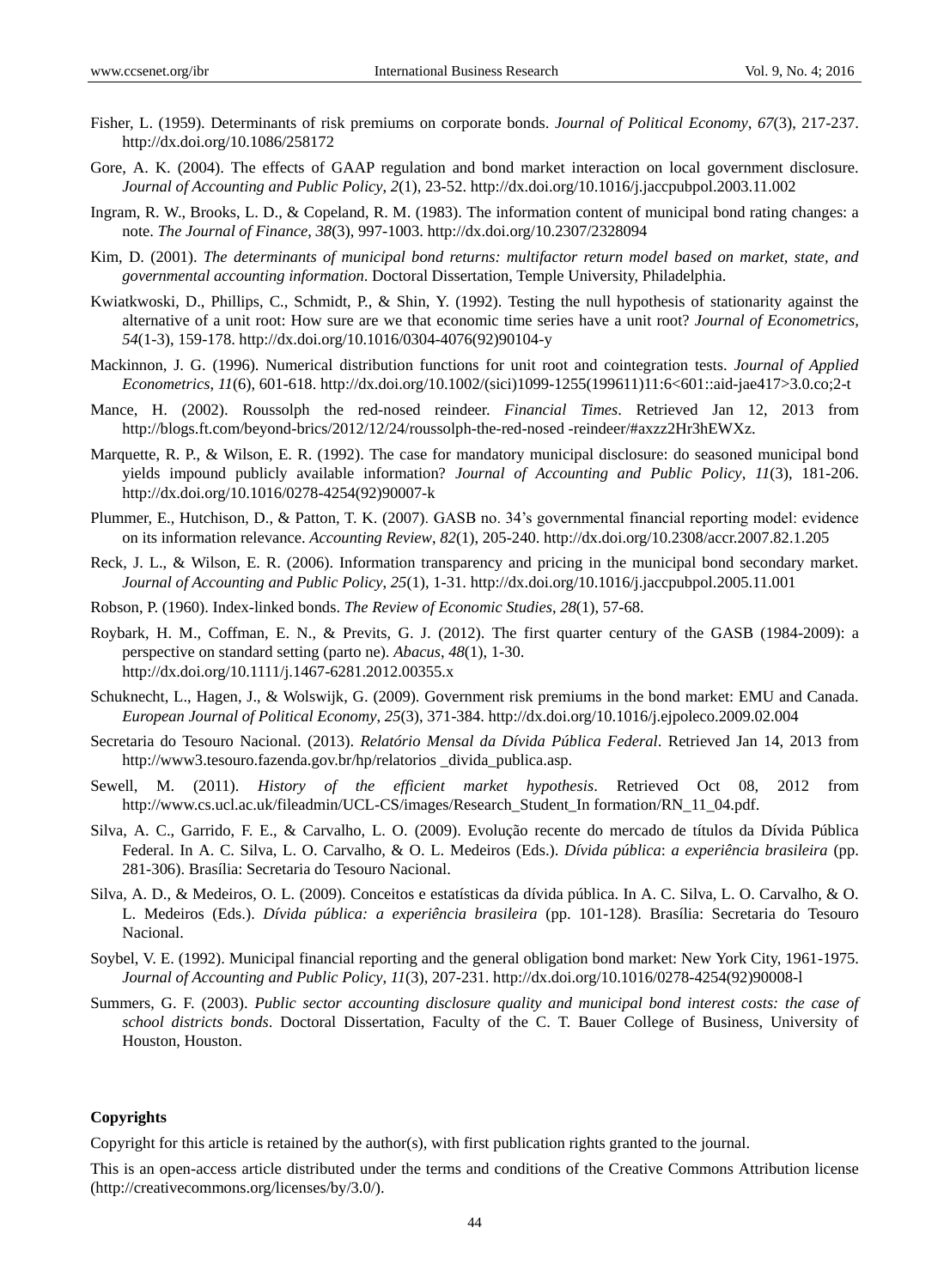Fisher, L. (1959). Determinants of risk premiums on corporate bonds. *Journal of Political Economy*, *67*(3), 217-237. http://dx.doi.org/10.1086/258172

Gore, A. K. (2004). The effects of GAAP regulation and bond market interaction on local government disclosure. *Journal of Accounting and Public Policy*, *2*(1), 23-52. http://dx.doi.org/10.1016/j.jaccpubpol.2003.11.002

Ingram, R. W., Brooks, L. D., & Copeland, R. M. (1983). The information content of municipal bond rating changes: a note. *The Journal of Finance*, *38*(3), 997-1003. http://dx.doi.org/10.2307/2328094

Kim, D. (2001). *The determinants of municipal bond returns: multifactor return model based on market, state, and governmental accounting information*. Doctoral Dissertation, Temple University, Philadelphia.

Kwiatkwoski, D., Phillips, C., Schmidt, P., & Shin, Y. (1992). Testing the null hypothesis of stationarity against the alternative of a unit root: How sure are we that economic time series have a unit root? *Journal of Econometrics, 54*(1-3), 159-178. http://dx.doi.org/10.1016/0304-4076(92)90104-y

Mackinnon, J. G. (1996). Numerical distribution functions for unit root and cointegration tests. *Journal of Applied Econometrics*, *11*(6), 601-618. http://dx.doi.org/10.1002/(sici)1099-1255(199611)11:6<601::aid-jae417>3.0.co;2-t

Mance, H. (2002). Roussolph the red-nosed reindeer. *Financial Times*. Retrieved Jan 12, 2013 from http://blogs.ft.com/beyond-brics/2012/12/24/roussolph-the-red-nosed -reindeer/#axzz2Hr3hEWXz.

Marquette, R. P., & Wilson, E. R. (1992). The case for mandatory municipal disclosure: do seasoned municipal bond yields impound publicly available information? *Journal of Accounting and Public Policy*, *11*(3), 181-206. http://dx.doi.org/10.1016/0278-4254(92)90007-k

Plummer, E., Hutchison, D., & Patton, T. K. (2007). GASB no. 34's governmental financial reporting model: evidence on its information relevance. *Accounting Review*, *82*(1), 205-240. http://dx.doi.org/10.2308/accr.2007.82.1.205

Reck, J. L., & Wilson, E. R. (2006). Information transparency and pricing in the municipal bond secondary market. *Journal of Accounting and Public Policy*, *25*(1), 1-31. http://dx.doi.org/10.1016/j.jaccpubpol.2005.11.001

Robson, P. (1960). Index-linked bonds. *The Review of Economic Studies*, *28*(1), 57-68.

Roybark, H. M., Coffman, E. N., & Previts, G. J. (2012). The first quarter century of the GASB (1984-2009): a perspective on standard setting (parto ne). *Abacus*, *48*(1), 1-30. http://dx.doi.org/10.1111/j.1467-6281.2012.00355.x

Schuknecht, L., Hagen, J., & Wolswijk, G. (2009). Government risk premiums in the bond market: EMU and Canada. *European Journal of Political Economy, 25*(3), 371-384. http://dx.doi.org/10.1016/j.ejpoleco.2009.02.004

Secretaria do Tesouro Nacional. (2013). *Relatório Mensal da Dívida Pública Federal*. Retrieved Jan 14, 2013 from http://www3.tesouro.fazenda.gov.br/hp/relatorios _divida_publica.asp.

Sewell, M. (2011). *History of the efficient market hypothesis*. Retrieved Oct 08, 2012 from http://www.cs.ucl.ac.uk/fileadmin/UCL-CS/images/Research_Student_In formation/RN_11_04.pdf.

Silva, A. C., Garrido, F. E., & Carvalho, L. O. (2009). Evolução recente do mercado de títulos da Dívida Pública Federal. In A. C. Silva, L. O. Carvalho, & O. L. Medeiros (Eds.). *Dívida pública*: *a experiência brasileira* (pp. 281-306). Brasília: Secretaria do Tesouro Nacional.

Silva, A. D., & Medeiros, O. L. (2009). Conceitos e estatísticas da dívida pública. In A. C. Silva, L. O. Carvalho, & O. L. Medeiros (Eds.). *Dívida pública: a experiência brasileira* (pp. 101-128). Brasília: Secretaria do Tesouro Nacional.

Soybel, V. E. (1992). Municipal financial reporting and the general obligation bond market: New York City, 1961-1975. *Journal of Accounting and Public Policy*, *11*(3), 207-231. http://dx.doi.org/10.1016/0278-4254(92)90008-l

Summers, G. F. (2003). *Public sector accounting disclosure quality and municipal bond interest costs: the case of school districts bonds*. Doctoral Dissertation, Faculty of the C. T. Bauer College of Business, University of Houston, Houston.

**Copyrights**

Copyright for this article is retained by the author(s), with first publication rights granted to the journal.

This is an open-access article distributed under the terms and conditions of the Creative Commons Attribution license (http://creativecommons.org/licenses/by/3.0/).